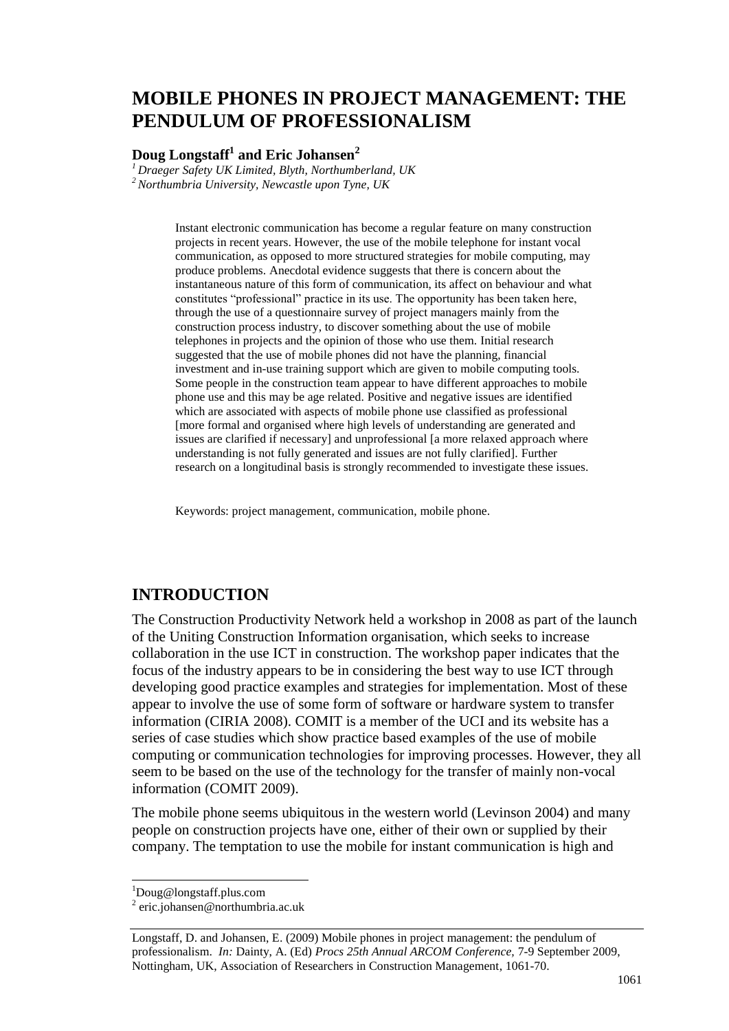# MOBILE PHONES IN PROJECT MANAGEMENT: THE PENDULUM OF PROFESSIONALISM

**Doug Longstaff[1] and Eric Johansen[2]**

[1] *Draeger Safety UK Limited, Blyth, Northumberland, UK*
[2] *Northumbria University, Newcastle upon Tyne, UK*

Instant electronic communication has become a regular feature on many construction projects in recent years. However, the use of the mobile telephone for instant vocal communication, as opposed to more structured strategies for mobile computing, may produce problems. Anecdotal evidence suggests that there is concern about the instantaneous nature of this form of communication, its affect on behaviour and what constitutes "professional" practice in its use. The opportunity has been taken here, through the use of a questionnaire survey of project managers mainly from the construction process industry, to discover something about the use of mobile telephones in projects and the opinion of those who use them. Initial research suggested that the use of mobile phones did not have the planning, financial investment and in-use training support which are given to mobile computing tools. Some people in the construction team appear to have different approaches to mobile phone use and this may be age related. Positive and negative issues are identified which are associated with aspects of mobile phone use classified as professional [more formal and organised where high levels of understanding are generated and issues are clarified if necessary] and unprofessional [a more relaxed approach where understanding is not fully generated and issues are not fully clarified]. Further research on a longitudinal basis is strongly recommended to investigate these issues.

Keywords: project management, communication, mobile phone.

## INTRODUCTION

The Construction Productivity Network held a workshop in 2008 as part of the launch of the Uniting Construction Information organisation, which seeks to increase collaboration in the use ICT in construction. The workshop paper indicates that the focus of the industry appears to be in considering the best way to use ICT through developing good practice examples and strategies for implementation. Most of these appear to involve the use of some form of software or hardware system to transfer information (CIRIA 2008). COMIT is a member of the UCI and its website has a series of case studies which show practice based examples of the use of mobile computing or communication technologies for improving processes. However, they all seem to be based on the use of the technology for the transfer of mainly non-vocal information (COMIT 2009).

The mobile phone seems ubiquitous in the western world (Levinson 2004) and many people on construction projects have one, either of their own or supplied by their company. The temptation to use the mobile for instant communication is high and

[1] Doug@longstaff.plus.com
[2] eric.johansen@northumbria.ac.uk

Longstaff, D. and Johansen, E. (2009) Mobile phones in project management: the pendulum of professionalism. *In:* Dainty, A. (Ed) *Procs 25th Annual ARCOM Conference,* 7-9 September 2009, Nottingham, UK, Association of Researchers in Construction Management, 1061-70.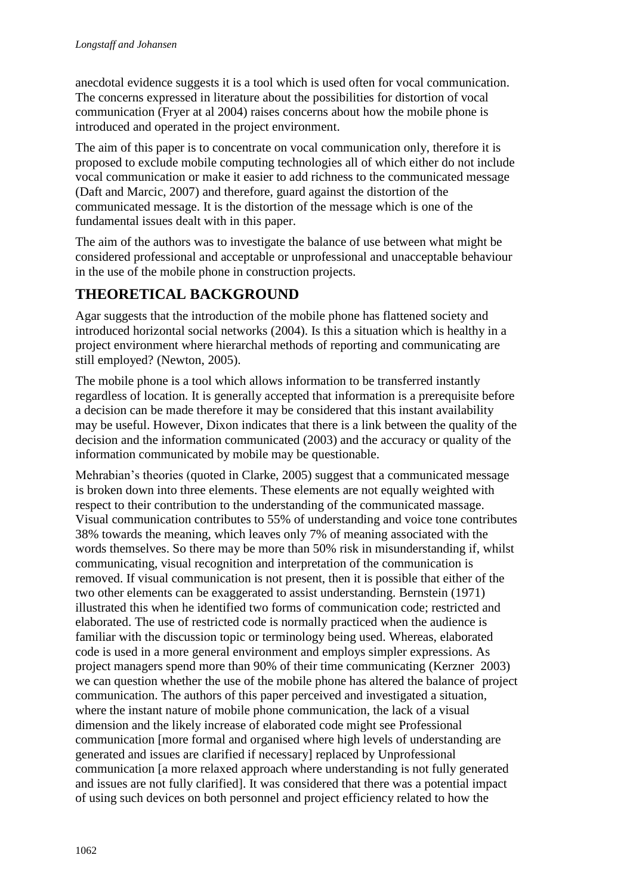anecdotal evidence suggests it is a tool which is used often for vocal communication. The concerns expressed in literature about the possibilities for distortion of vocal communication (Fryer at al 2004) raises concerns about how the mobile phone is introduced and operated in the project environment.

The aim of this paper is to concentrate on vocal communication only, therefore it is proposed to exclude mobile computing technologies all of which either do not include vocal communication or make it easier to add richness to the communicated message (Daft and Marcic, 2007) and therefore, guard against the distortion of the communicated message. It is the distortion of the message which is one of the fundamental issues dealt with in this paper.

The aim of the authors was to investigate the balance of use between what might be considered professional and acceptable or unprofessional and unacceptable behaviour in the use of the mobile phone in construction projects.

## THEORETICAL BACKGROUND

Agar suggests that the introduction of the mobile phone has flattened society and introduced horizontal social networks (2004). Is this a situation which is healthy in a project environment where hierarchal methods of reporting and communicating are still employed? (Newton, 2005).

The mobile phone is a tool which allows information to be transferred instantly regardless of location. It is generally accepted that information is a prerequisite before a decision can be made therefore it may be considered that this instant availability may be useful. However, Dixon indicates that there is a link between the quality of the decision and the information communicated (2003) and the accuracy or quality of the information communicated by mobile may be questionable.

Mehrabian's theories (quoted in Clarke, 2005) suggest that a communicated message is broken down into three elements. These elements are not equally weighted with respect to their contribution to the understanding of the communicated massage. Visual communication contributes to 55% of understanding and voice tone contributes 38% towards the meaning, which leaves only 7% of meaning associated with the words themselves. So there may be more than 50% risk in misunderstanding if, whilst communicating, visual recognition and interpretation of the communication is removed. If visual communication is not present, then it is possible that either of the two other elements can be exaggerated to assist understanding. Bernstein (1971) illustrated this when he identified two forms of communication code; restricted and elaborated. The use of restricted code is normally practiced when the audience is familiar with the discussion topic or terminology being used. Whereas, elaborated code is used in a more general environment and employs simpler expressions. As project managers spend more than 90% of their time communicating (Kerzner 2003) we can question whether the use of the mobile phone has altered the balance of project communication. The authors of this paper perceived and investigated a situation, where the instant nature of mobile phone communication, the lack of a visual dimension and the likely increase of elaborated code might see Professional communication [more formal and organised where high levels of understanding are generated and issues are clarified if necessary] replaced by Unprofessional communication [a more relaxed approach where understanding is not fully generated and issues are not fully clarified]. It was considered that there was a potential impact of using such devices on both personnel and project efficiency related to how the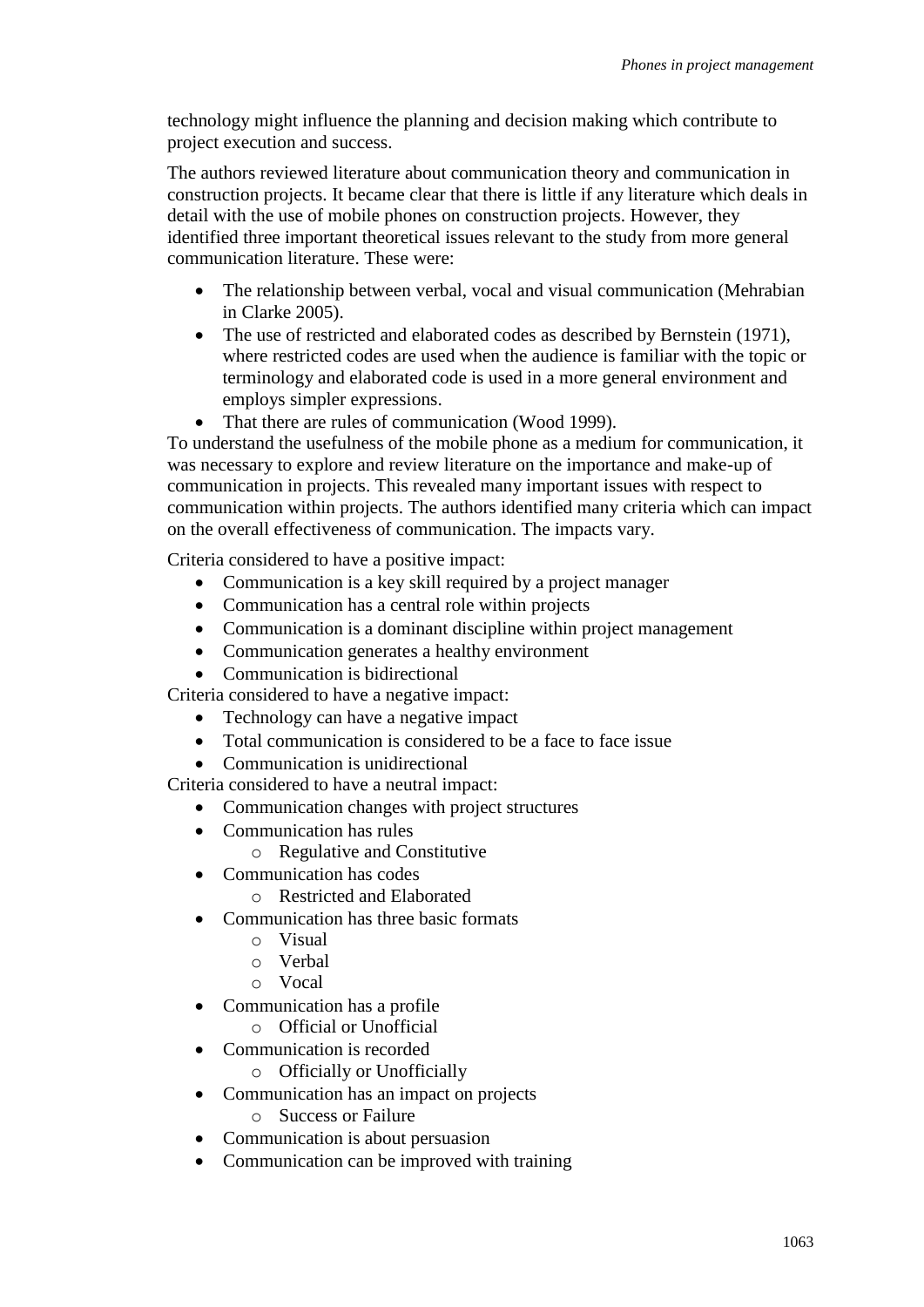technology might influence the planning and decision making which contribute to project execution and success.

The authors reviewed literature about communication theory and communication in construction projects. It became clear that there is little if any literature which deals in detail with the use of mobile phones on construction projects. However, they identified three important theoretical issues relevant to the study from more general communication literature. These were:

- The relationship between verbal, vocal and visual communication (Mehrabian in Clarke 2005).
- The use of restricted and elaborated codes as described by Bernstein (1971), where restricted codes are used when the audience is familiar with the topic or terminology and elaborated code is used in a more general environment and employs simpler expressions.
- That there are rules of communication (Wood 1999).

To understand the usefulness of the mobile phone as a medium for communication, it was necessary to explore and review literature on the importance and make-up of communication in projects. This revealed many important issues with respect to communication within projects. The authors identified many criteria which can impact on the overall effectiveness of communication. The impacts vary.

Criteria considered to have a positive impact:

- Communication is a key skill required by a project manager
- Communication has a central role within projects
- Communication is a dominant discipline within project management
- Communication generates a healthy environment
- Communication is bidirectional

Criteria considered to have a negative impact:

- Technology can have a negative impact
- Total communication is considered to be a face to face issue
- Communication is unidirectional

Criteria considered to have a neutral impact:

- Communication changes with project structures
- Communication has rules
  - Regulative and Constitutive
- Communication has codes
  - Restricted and Elaborated
- Communication has three basic formats
  - Visual
  - Verbal
  - Vocal
- Communication has a profile
  - Official or Unofficial
- Communication is recorded
  - Officially or Unofficially
- Communication has an impact on projects
  - Success or Failure
- Communication is about persuasion
- Communication can be improved with training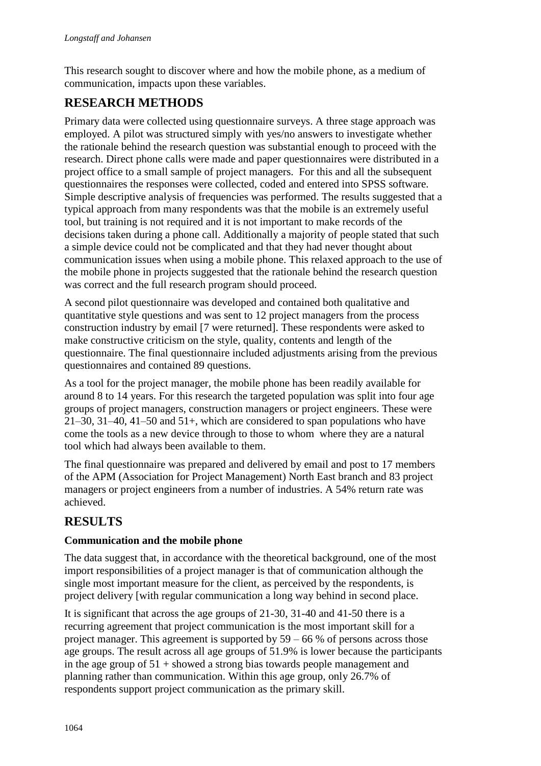This research sought to discover where and how the mobile phone, as a medium of communication, impacts upon these variables.

## RESEARCH METHODS

Primary data were collected using questionnaire surveys. A three stage approach was employed. A pilot was structured simply with yes/no answers to investigate whether the rationale behind the research question was substantial enough to proceed with the research. Direct phone calls were made and paper questionnaires were distributed in a project office to a small sample of project managers. For this and all the subsequent questionnaires the responses were collected, coded and entered into SPSS software. Simple descriptive analysis of frequencies was performed. The results suggested that a typical approach from many respondents was that the mobile is an extremely useful tool, but training is not required and it is not important to make records of the decisions taken during a phone call. Additionally a majority of people stated that such a simple device could not be complicated and that they had never thought about communication issues when using a mobile phone. This relaxed approach to the use of the mobile phone in projects suggested that the rationale behind the research question was correct and the full research program should proceed.

A second pilot questionnaire was developed and contained both qualitative and quantitative style questions and was sent to 12 project managers from the process construction industry by email [7 were returned]. These respondents were asked to make constructive criticism on the style, quality, contents and length of the questionnaire. The final questionnaire included adjustments arising from the previous questionnaires and contained 89 questions.

As a tool for the project manager, the mobile phone has been readily available for around 8 to 14 years. For this research the targeted population was split into four age groups of project managers, construction managers or project engineers. These were 21–30, 31–40, 41–50 and 51+, which are considered to span populations who have come the tools as a new device through to those to whom where they are a natural tool which had always been available to them.

The final questionnaire was prepared and delivered by email and post to 17 members of the APM (Association for Project Management) North East branch and 83 project managers or project engineers from a number of industries. A 54% return rate was achieved.

## RESULTS

### Communication and the mobile phone

The data suggest that, in accordance with the theoretical background, one of the most import responsibilities of a project manager is that of communication although the single most important measure for the client, as perceived by the respondents, is project delivery [with regular communication a long way behind in second place.

It is significant that across the age groups of 21-30, 31-40 and 41-50 there is a recurring agreement that project communication is the most important skill for a project manager. This agreement is supported by 59 – 66 % of persons across those age groups. The result across all age groups of 51.9% is lower because the participants in the age group of 51 + showed a strong bias towards people management and planning rather than communication. Within this age group, only 26.7% of respondents support project communication as the primary skill.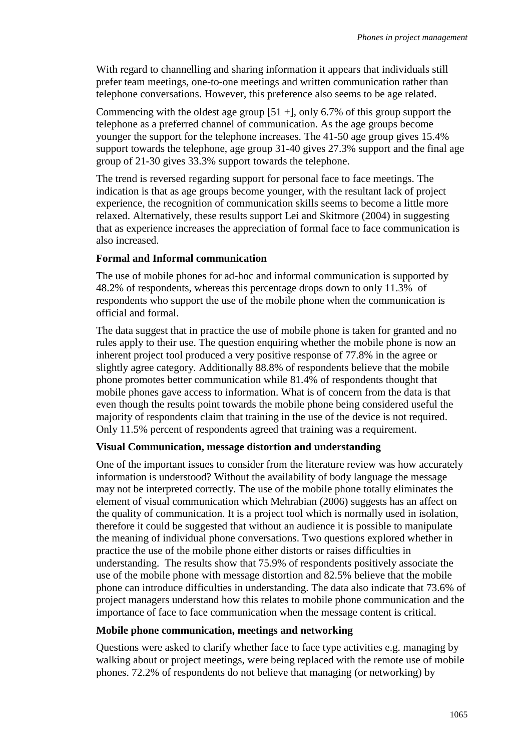With regard to channelling and sharing information it appears that individuals still prefer team meetings, one-to-one meetings and written communication rather than telephone conversations. However, this preference also seems to be age related.

Commencing with the oldest age group [51 +], only 6.7% of this group support the telephone as a preferred channel of communication. As the age groups become younger the support for the telephone increases. The 41-50 age group gives 15.4% support towards the telephone, age group 31-40 gives 27.3% support and the final age group of 21-30 gives 33.3% support towards the telephone.

The trend is reversed regarding support for personal face to face meetings. The indication is that as age groups become younger, with the resultant lack of project experience, the recognition of communication skills seems to become a little more relaxed. Alternatively, these results support Lei and Skitmore (2004) in suggesting that as experience increases the appreciation of formal face to face communication is also increased.

**Formal and Informal communication**

The use of mobile phones for ad-hoc and informal communication is supported by 48.2% of respondents, whereas this percentage drops down to only 11.3% of respondents who support the use of the mobile phone when the communication is official and formal.

The data suggest that in practice the use of mobile phone is taken for granted and no rules apply to their use. The question enquiring whether the mobile phone is now an inherent project tool produced a very positive response of 77.8% in the agree or slightly agree category. Additionally 88.8% of respondents believe that the mobile phone promotes better communication while 81.4% of respondents thought that mobile phones gave access to information. What is of concern from the data is that even though the results point towards the mobile phone being considered useful the majority of respondents claim that training in the use of the device is not required. Only 11.5% percent of respondents agreed that training was a requirement.

**Visual Communication, message distortion and understanding**

One of the important issues to consider from the literature review was how accurately information is understood? Without the availability of body language the message may not be interpreted correctly. The use of the mobile phone totally eliminates the element of visual communication which Mehrabian (2006) suggests has an affect on the quality of communication. It is a project tool which is normally used in isolation, therefore it could be suggested that without an audience it is possible to manipulate the meaning of individual phone conversations. Two questions explored whether in practice the use of the mobile phone either distorts or raises difficulties in understanding. The results show that 75.9% of respondents positively associate the use of the mobile phone with message distortion and 82.5% believe that the mobile phone can introduce difficulties in understanding. The data also indicate that 73.6% of project managers understand how this relates to mobile phone communication and the importance of face to face communication when the message content is critical.

**Mobile phone communication, meetings and networking**

Questions were asked to clarify whether face to face type activities e.g. managing by walking about or project meetings, were being replaced with the remote use of mobile phones. 72.2% of respondents do not believe that managing (or networking) by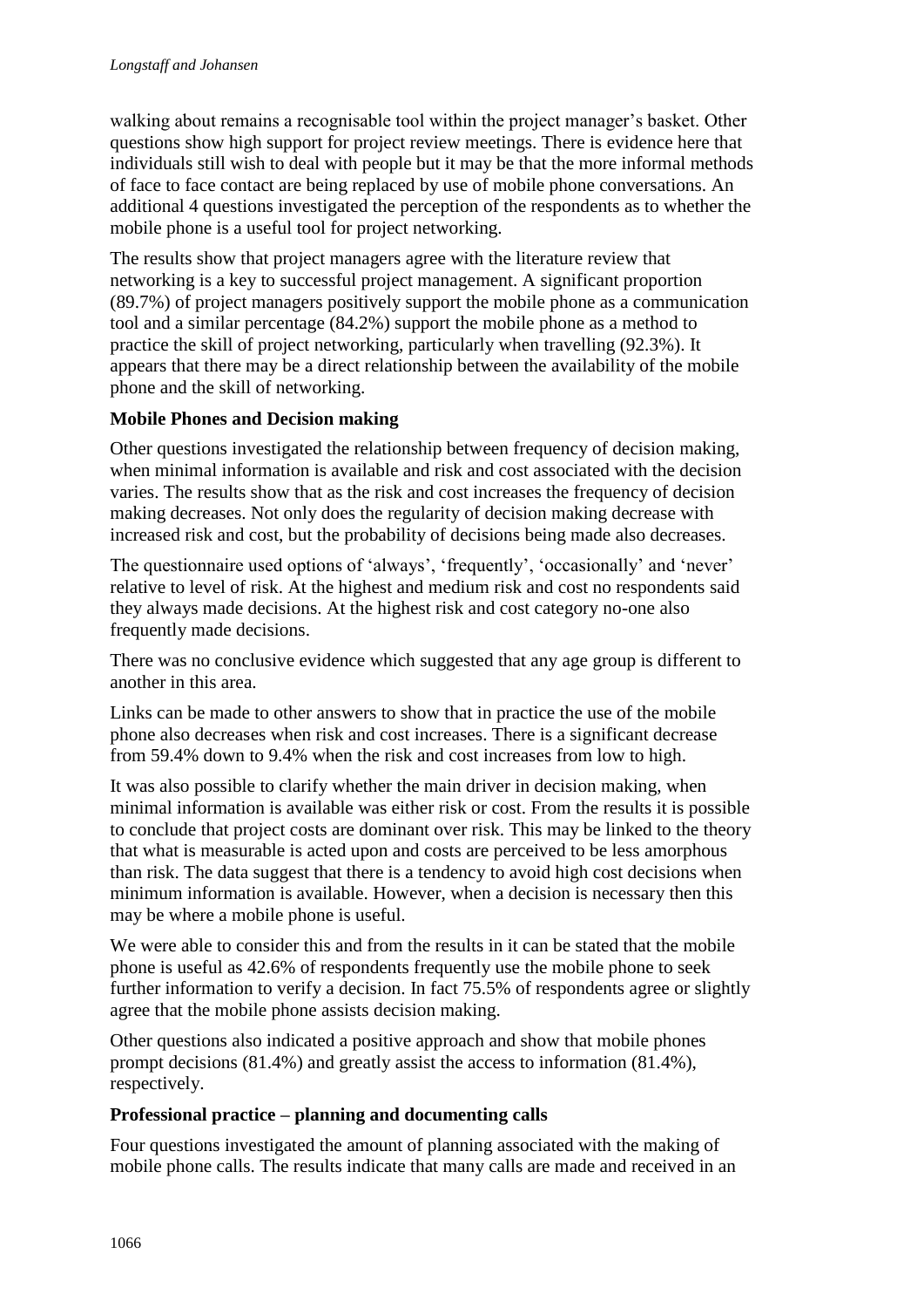walking about remains a recognisable tool within the project manager's basket. Other questions show high support for project review meetings. There is evidence here that individuals still wish to deal with people but it may be that the more informal methods of face to face contact are being replaced by use of mobile phone conversations. An additional 4 questions investigated the perception of the respondents as to whether the mobile phone is a useful tool for project networking.

The results show that project managers agree with the literature review that networking is a key to successful project management. A significant proportion (89.7%) of project managers positively support the mobile phone as a communication tool and a similar percentage (84.2%) support the mobile phone as a method to practice the skill of project networking, particularly when travelling (92.3%). It appears that there may be a direct relationship between the availability of the mobile phone and the skill of networking.

**Mobile Phones and Decision making**

Other questions investigated the relationship between frequency of decision making, when minimal information is available and risk and cost associated with the decision varies. The results show that as the risk and cost increases the frequency of decision making decreases. Not only does the regularity of decision making decrease with increased risk and cost, but the probability of decisions being made also decreases.

The questionnaire used options of 'always', 'frequently', 'occasionally' and 'never' relative to level of risk. At the highest and medium risk and cost no respondents said they always made decisions. At the highest risk and cost category no-one also frequently made decisions.

There was no conclusive evidence which suggested that any age group is different to another in this area.

Links can be made to other answers to show that in practice the use of the mobile phone also decreases when risk and cost increases. There is a significant decrease from 59.4% down to 9.4% when the risk and cost increases from low to high.

It was also possible to clarify whether the main driver in decision making, when minimal information is available was either risk or cost. From the results it is possible to conclude that project costs are dominant over risk. This may be linked to the theory that what is measurable is acted upon and costs are perceived to be less amorphous than risk. The data suggest that there is a tendency to avoid high cost decisions when minimum information is available. However, when a decision is necessary then this may be where a mobile phone is useful.

We were able to consider this and from the results in it can be stated that the mobile phone is useful as 42.6% of respondents frequently use the mobile phone to seek further information to verify a decision. In fact 75.5% of respondents agree or slightly agree that the mobile phone assists decision making.

Other questions also indicated a positive approach and show that mobile phones prompt decisions (81.4%) and greatly assist the access to information (81.4%), respectively.

**Professional practice – planning and documenting calls**

Four questions investigated the amount of planning associated with the making of mobile phone calls. The results indicate that many calls are made and received in an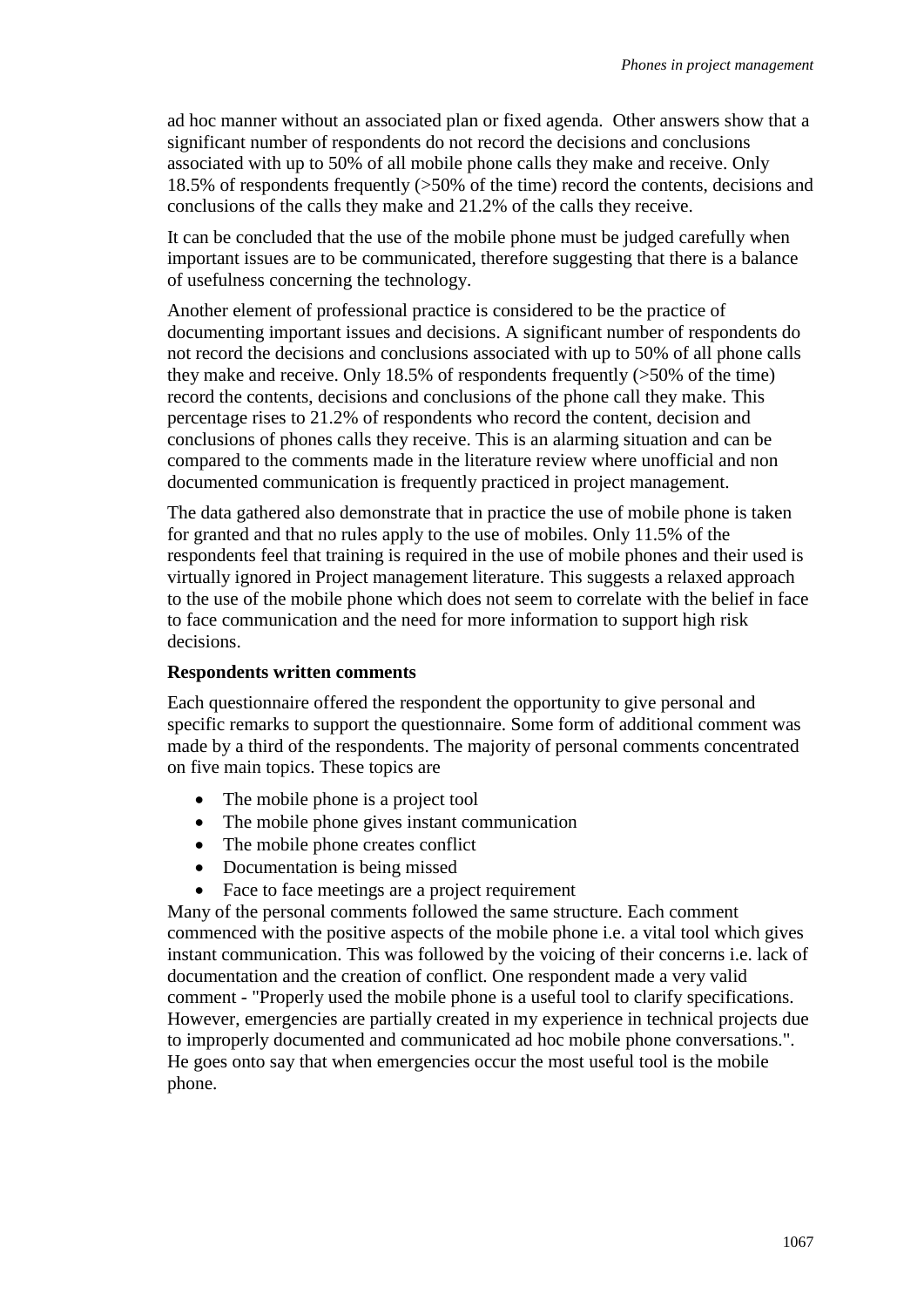ad hoc manner without an associated plan or fixed agenda. Other answers show that a significant number of respondents do not record the decisions and conclusions associated with up to 50% of all mobile phone calls they make and receive. Only 18.5% of respondents frequently (>50% of the time) record the contents, decisions and conclusions of the calls they make and 21.2% of the calls they receive.

It can be concluded that the use of the mobile phone must be judged carefully when important issues are to be communicated, therefore suggesting that there is a balance of usefulness concerning the technology.

Another element of professional practice is considered to be the practice of documenting important issues and decisions. A significant number of respondents do not record the decisions and conclusions associated with up to 50% of all phone calls they make and receive. Only 18.5% of respondents frequently (>50% of the time) record the contents, decisions and conclusions of the phone call they make. This percentage rises to 21.2% of respondents who record the content, decision and conclusions of phones calls they receive. This is an alarming situation and can be compared to the comments made in the literature review where unofficial and non documented communication is frequently practiced in project management.

The data gathered also demonstrate that in practice the use of mobile phone is taken for granted and that no rules apply to the use of mobiles. Only 11.5% of the respondents feel that training is required in the use of mobile phones and their used is virtually ignored in Project management literature. This suggests a relaxed approach to the use of the mobile phone which does not seem to correlate with the belief in face to face communication and the need for more information to support high risk decisions.

**Respondents written comments**

Each questionnaire offered the respondent the opportunity to give personal and specific remarks to support the questionnaire. Some form of additional comment was made by a third of the respondents. The majority of personal comments concentrated on five main topics. These topics are

- The mobile phone is a project tool
- The mobile phone gives instant communication
- The mobile phone creates conflict
- Documentation is being missed
- Face to face meetings are a project requirement

Many of the personal comments followed the same structure. Each comment commenced with the positive aspects of the mobile phone i.e. a vital tool which gives instant communication. This was followed by the voicing of their concerns i.e. lack of documentation and the creation of conflict. One respondent made a very valid comment - "Properly used the mobile phone is a useful tool to clarify specifications. However, emergencies are partially created in my experience in technical projects due to improperly documented and communicated ad hoc mobile phone conversations.". He goes onto say that when emergencies occur the most useful tool is the mobile phone.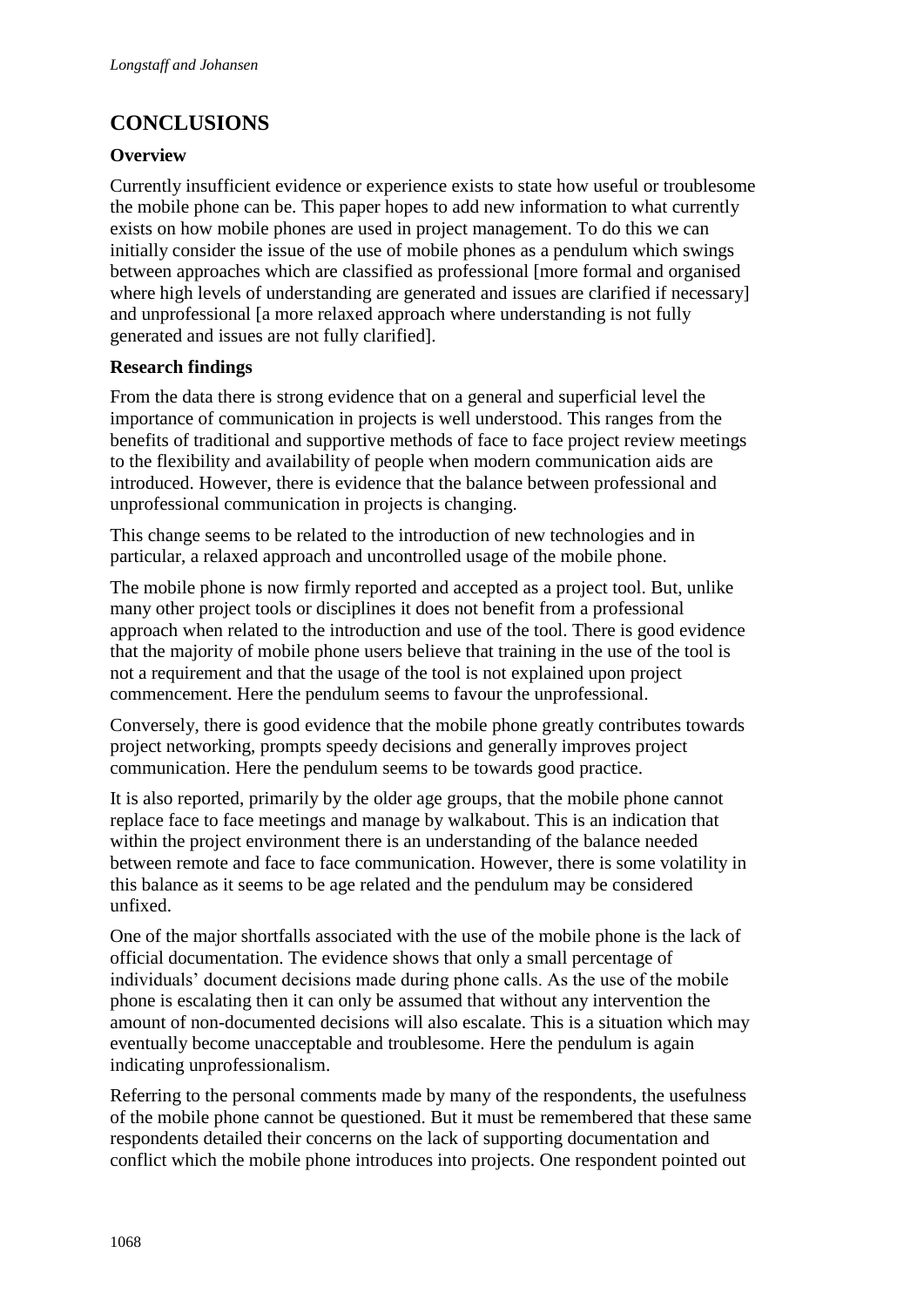## CONCLUSIONS

### Overview

Currently insufficient evidence or experience exists to state how useful or troublesome the mobile phone can be. This paper hopes to add new information to what currently exists on how mobile phones are used in project management. To do this we can initially consider the issue of the use of mobile phones as a pendulum which swings between approaches which are classified as professional [more formal and organised where high levels of understanding are generated and issues are clarified if necessary] and unprofessional [a more relaxed approach where understanding is not fully generated and issues are not fully clarified].

### Research findings

From the data there is strong evidence that on a general and superficial level the importance of communication in projects is well understood. This ranges from the benefits of traditional and supportive methods of face to face project review meetings to the flexibility and availability of people when modern communication aids are introduced. However, there is evidence that the balance between professional and unprofessional communication in projects is changing.

This change seems to be related to the introduction of new technologies and in particular, a relaxed approach and uncontrolled usage of the mobile phone.

The mobile phone is now firmly reported and accepted as a project tool. But, unlike many other project tools or disciplines it does not benefit from a professional approach when related to the introduction and use of the tool. There is good evidence that the majority of mobile phone users believe that training in the use of the tool is not a requirement and that the usage of the tool is not explained upon project commencement. Here the pendulum seems to favour the unprofessional.

Conversely, there is good evidence that the mobile phone greatly contributes towards project networking, prompts speedy decisions and generally improves project communication. Here the pendulum seems to be towards good practice.

It is also reported, primarily by the older age groups, that the mobile phone cannot replace face to face meetings and manage by walkabout. This is an indication that within the project environment there is an understanding of the balance needed between remote and face to face communication. However, there is some volatility in this balance as it seems to be age related and the pendulum may be considered unfixed.

One of the major shortfalls associated with the use of the mobile phone is the lack of official documentation. The evidence shows that only a small percentage of individuals' document decisions made during phone calls. As the use of the mobile phone is escalating then it can only be assumed that without any intervention the amount of non-documented decisions will also escalate. This is a situation which may eventually become unacceptable and troublesome. Here the pendulum is again indicating unprofessionalism.

Referring to the personal comments made by many of the respondents, the usefulness of the mobile phone cannot be questioned. But it must be remembered that these same respondents detailed their concerns on the lack of supporting documentation and conflict which the mobile phone introduces into projects. One respondent pointed out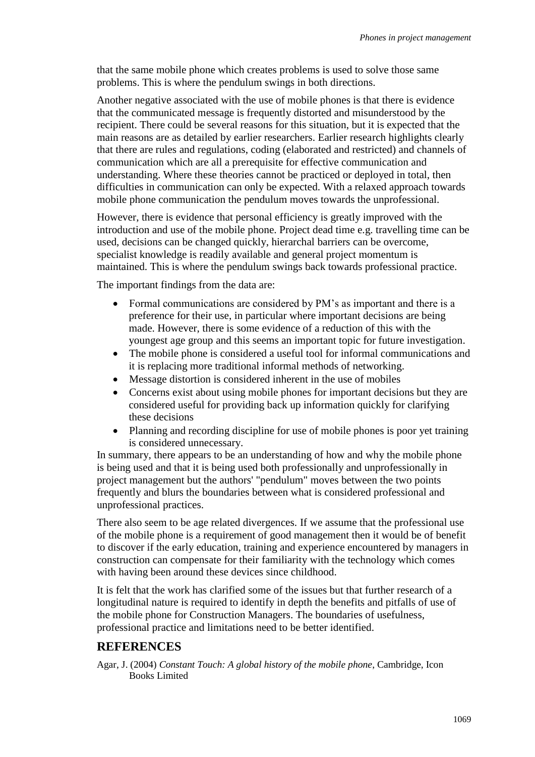that the same mobile phone which creates problems is used to solve those same problems. This is where the pendulum swings in both directions.

Another negative associated with the use of mobile phones is that there is evidence that the communicated message is frequently distorted and misunderstood by the recipient. There could be several reasons for this situation, but it is expected that the main reasons are as detailed by earlier researchers. Earlier research highlights clearly that there are rules and regulations, coding (elaborated and restricted) and channels of communication which are all a prerequisite for effective communication and understanding. Where these theories cannot be practiced or deployed in total, then difficulties in communication can only be expected. With a relaxed approach towards mobile phone communication the pendulum moves towards the unprofessional.

However, there is evidence that personal efficiency is greatly improved with the introduction and use of the mobile phone. Project dead time e.g. travelling time can be used, decisions can be changed quickly, hierarchal barriers can be overcome, specialist knowledge is readily available and general project momentum is maintained. This is where the pendulum swings back towards professional practice.

The important findings from the data are:

- Formal communications are considered by PM's as important and there is a preference for their use, in particular where important decisions are being made. However, there is some evidence of a reduction of this with the youngest age group and this seems an important topic for future investigation.
- The mobile phone is considered a useful tool for informal communications and it is replacing more traditional informal methods of networking.
- Message distortion is considered inherent in the use of mobiles
- Concerns exist about using mobile phones for important decisions but they are considered useful for providing back up information quickly for clarifying these decisions
- Planning and recording discipline for use of mobile phones is poor yet training is considered unnecessary.

In summary, there appears to be an understanding of how and why the mobile phone is being used and that it is being used both professionally and unprofessionally in project management but the authors' "pendulum" moves between the two points frequently and blurs the boundaries between what is considered professional and unprofessional practices.

There also seem to be age related divergences. If we assume that the professional use of the mobile phone is a requirement of good management then it would be of benefit to discover if the early education, training and experience encountered by managers in construction can compensate for their familiarity with the technology which comes with having been around these devices since childhood.

It is felt that the work has clarified some of the issues but that further research of a longitudinal nature is required to identify in depth the benefits and pitfalls of use of the mobile phone for Construction Managers. The boundaries of usefulness, professional practice and limitations need to be better identified.

## REFERENCES

Agar, J. (2004) *Constant Touch: A global history of the mobile phone*, Cambridge, Icon Books Limited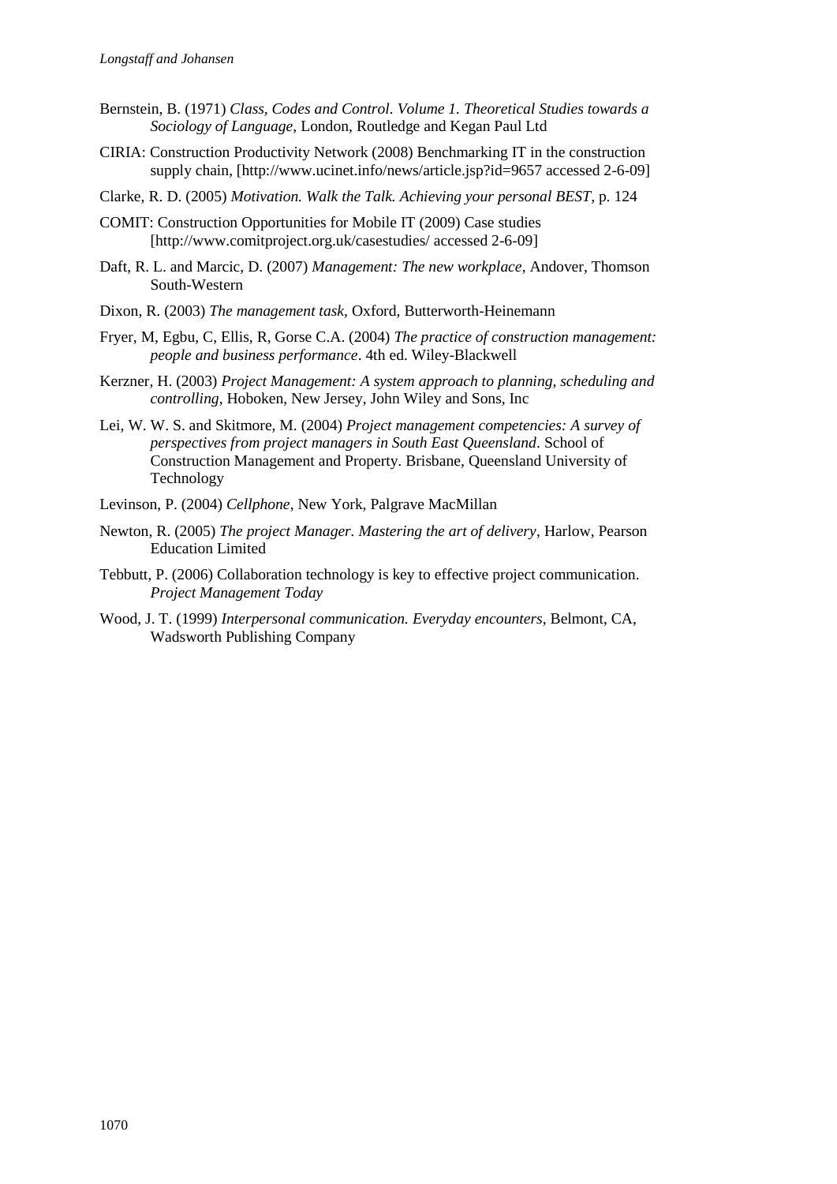Bernstein, B. (1971) *Class, Codes and Control. Volume 1. Theoretical Studies towards a Sociology of Language*, London, Routledge and Kegan Paul Ltd

CIRIA: Construction Productivity Network (2008) Benchmarking IT in the construction supply chain, [http://www.ucinet.info/news/article.jsp?id=9657 accessed 2-6-09]

Clarke, R. D. (2005) *Motivation. Walk the Talk. Achieving your personal BEST*, p. 124

COMIT: Construction Opportunities for Mobile IT (2009) Case studies [http://www.comitproject.org.uk/casestudies/ accessed 2-6-09]

Daft, R. L. and Marcic, D. (2007) *Management: The new workplace*, Andover, Thomson South-Western

Dixon, R. (2003) *The management task*, Oxford, Butterworth-Heinemann

Fryer, M, Egbu, C, Ellis, R, Gorse C.A. (2004) *The practice of construction management: people and business performance*. 4th ed. Wiley-Blackwell

Kerzner, H. (2003) *Project Management: A system approach to planning, scheduling and controlling*, Hoboken, New Jersey, John Wiley and Sons, Inc

Lei, W. W. S. and Skitmore, M. (2004) *Project management competencies: A survey of perspectives from project managers in South East Queensland*. School of Construction Management and Property. Brisbane, Queensland University of Technology

Levinson, P. (2004) *Cellphone*, New York, Palgrave MacMillan

Newton, R. (2005) *The project Manager. Mastering the art of delivery*, Harlow, Pearson Education Limited

Tebbutt, P. (2006) Collaboration technology is key to effective project communication. *Project Management Today*

Wood, J. T. (1999) *Interpersonal communication. Everyday encounters*, Belmont, CA, Wadsworth Publishing Company